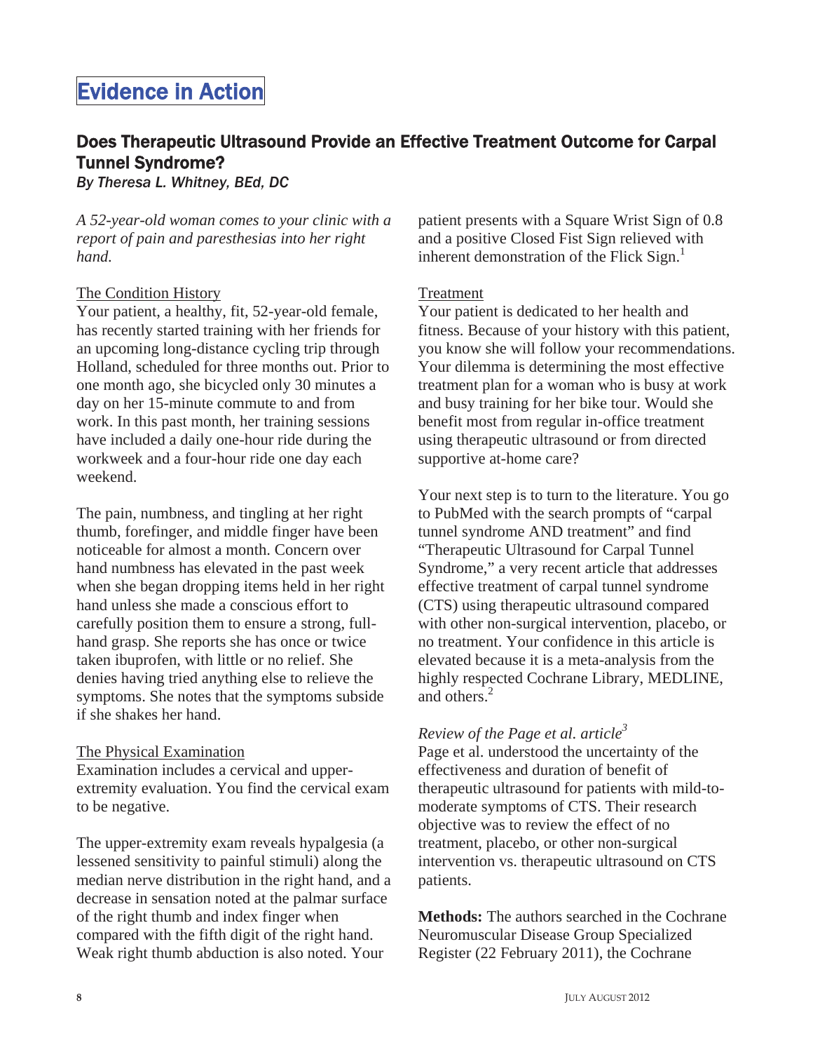# Evidence in Action

## Does Therapeutic Ultrasound Provide an Effective Treatment Outcome for Carpal Tunnel Syndrome?

*By Theresa L. Whitney, BEd, DC*

*A 52-year-old woman comes to your clinic with a report of pain and paresthesias into her right hand.*

### The Condition History

Your patient, a healthy, fit, 52-year-old female, has recently started training with her friends for an upcoming long-distance cycling trip through Holland, scheduled for three months out. Prior to one month ago, she bicycled only 30 minutes a day on her 15-minute commute to and from work. In this past month, her training sessions have included a daily one-hour ride during the workweek and a four-hour ride one day each weekend.

The pain, numbness, and tingling at her right thumb, forefinger, and middle finger have been noticeable for almost a month. Concern over hand numbness has elevated in the past week when she began dropping items held in her right hand unless she made a conscious effort to carefully position them to ensure a strong, full-hand grasp. She reports she has once or twice taken ibuprofen, with little or no relief. She denies having tried anything else to relieve the symptoms. She notes that the symptoms subside if she shakes her hand.

### The Physical Examination

Examination includes a cervical and upper-extremity evaluation. You find the cervical exam to be negative.

The upper-extremity exam reveals hypalgesia (a lessened sensitivity to painful stimuli) along the median nerve distribution in the right hand, and a decrease in sensation noted at the palmar surface of the right thumb and index finger when compared with the fifth digit of the right hand. Weak right thumb abduction is also noted. Your patient presents with a Square Wrist Sign of 0.8 and a positive Closed Fist Sign relieved with inherent demonstration of the Flick Sign.[1]

### Treatment

Your patient is dedicated to her health and fitness. Because of your history with this patient, you know she will follow your recommendations. Your dilemma is determining the most effective treatment plan for a woman who is busy at work and busy training for her bike tour. Would she benefit most from regular in-office treatment using therapeutic ultrasound or from directed supportive at-home care?

Your next step is to turn to the literature. You go to PubMed with the search prompts of "carpal tunnel syndrome AND treatment" and find "Therapeutic Ultrasound for Carpal Tunnel Syndrome," a very recent article that addresses effective treatment of carpal tunnel syndrome (CTS) using therapeutic ultrasound compared with other non-surgical intervention, placebo, or no treatment. Your confidence in this article is elevated because it is a meta-analysis from the highly respected Cochrane Library, MEDLINE, and others.[2]

### *Review of the Page et al. article*[3]

Page et al. understood the uncertainty of the effectiveness and duration of benefit of therapeutic ultrasound for patients with mild-to-moderate symptoms of CTS. Their research objective was to review the effect of no treatment, placebo, or other non-surgical intervention vs. therapeutic ultrasound on CTS patients.

**Methods:** The authors searched in the Cochrane Neuromuscular Disease Group Specialized Register (22 February 2011), the Cochrane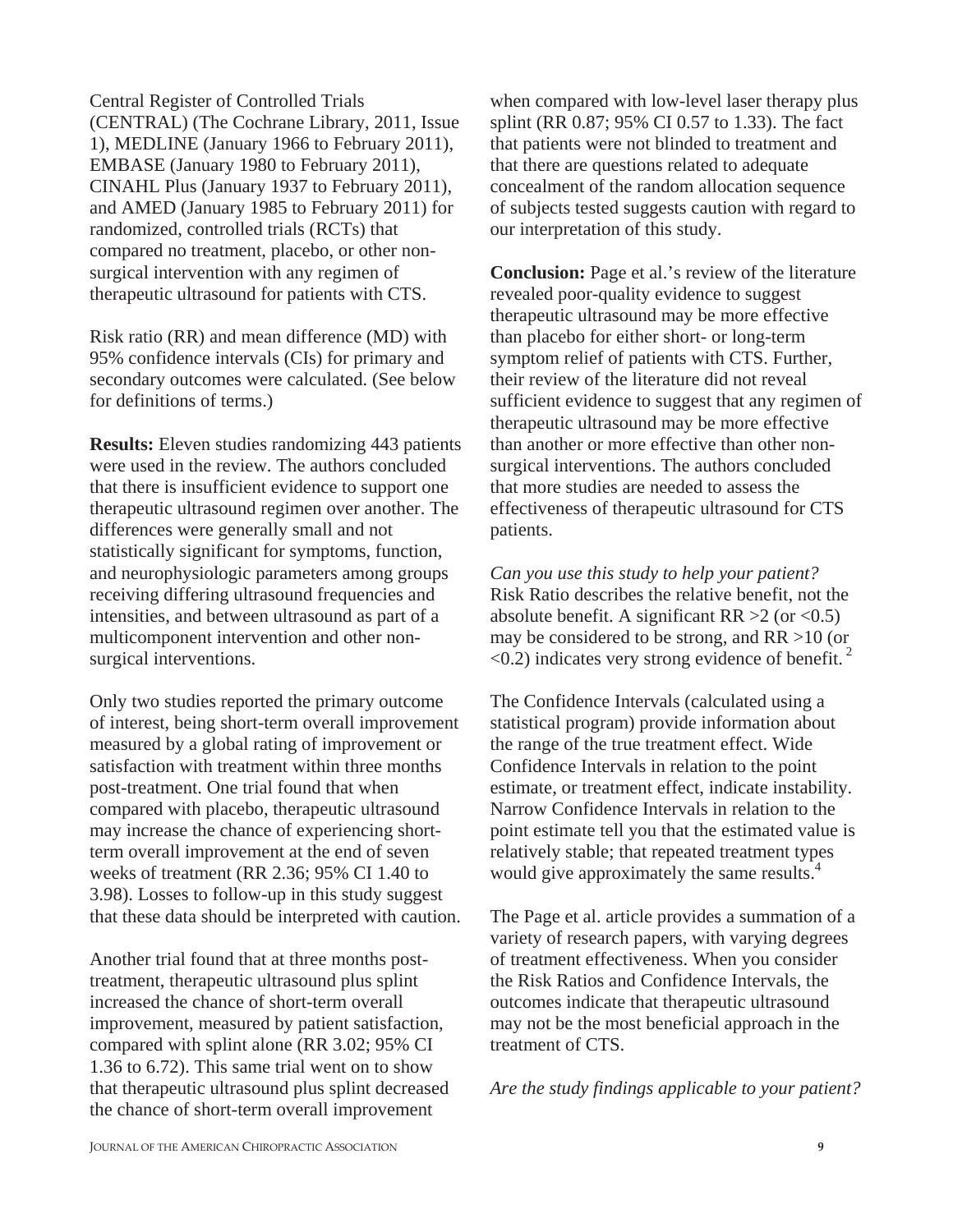Central Register of Controlled Trials (CENTRAL) (The Cochrane Library, 2011, Issue 1), MEDLINE (January 1966 to February 2011), EMBASE (January 1980 to February 2011), CINAHL Plus (January 1937 to February 2011), and AMED (January 1985 to February 2011) for randomized, controlled trials (RCTs) that compared no treatment, placebo, or other non-surgical intervention with any regimen of therapeutic ultrasound for patients with CTS.

Risk ratio (RR) and mean difference (MD) with 95% confidence intervals (CIs) for primary and secondary outcomes were calculated. (See below for definitions of terms.)

**Results:** Eleven studies randomizing 443 patients were used in the review. The authors concluded that there is insufficient evidence to support one therapeutic ultrasound regimen over another. The differences were generally small and not statistically significant for symptoms, function, and neurophysiologic parameters among groups receiving differing ultrasound frequencies and intensities, and between ultrasound as part of a multicomponent intervention and other non-surgical interventions.

Only two studies reported the primary outcome of interest, being short-term overall improvement measured by a global rating of improvement or satisfaction with treatment within three months post-treatment. One trial found that when compared with placebo, therapeutic ultrasound may increase the chance of experiencing short-term overall improvement at the end of seven weeks of treatment (RR 2.36; 95% CI 1.40 to 3.98). Losses to follow-up in this study suggest that these data should be interpreted with caution.

Another trial found that at three months post-treatment, therapeutic ultrasound plus splint increased the chance of short-term overall improvement, measured by patient satisfaction, compared with splint alone (RR 3.02; 95% CI 1.36 to 6.72). This same trial went on to show that therapeutic ultrasound plus splint decreased the chance of short-term overall improvement when compared with low-level laser therapy plus splint (RR 0.87; 95% CI 0.57 to 1.33). The fact that patients were not blinded to treatment and that there are questions related to adequate concealment of the random allocation sequence of subjects tested suggests caution with regard to our interpretation of this study.

**Conclusion:** Page et al.'s review of the literature revealed poor-quality evidence to suggest therapeutic ultrasound may be more effective than placebo for either short- or long-term symptom relief of patients with CTS. Further, their review of the literature did not reveal sufficient evidence to suggest that any regimen of therapeutic ultrasound may be more effective than another or more effective than other non-surgical interventions. The authors concluded that more studies are needed to assess the effectiveness of therapeutic ultrasound for CTS patients.

*Can you use this study to help your patient?* Risk Ratio describes the relative benefit, not the absolute benefit. A significant RR >2 (or <0.5) may be considered to be strong, and RR >10 (or <0.2) indicates very strong evidence of benefit.[2]

The Confidence Intervals (calculated using a statistical program) provide information about the range of the true treatment effect. Wide Confidence Intervals in relation to the point estimate, or treatment effect, indicate instability. Narrow Confidence Intervals in relation to the point estimate tell you that the estimated value is relatively stable; that repeated treatment types would give approximately the same results.[4]

The Page et al. article provides a summation of a variety of research papers, with varying degrees of treatment effectiveness. When you consider the Risk Ratios and Confidence Intervals, the outcomes indicate that therapeutic ultrasound may not be the most beneficial approach in the treatment of CTS.

*Are the study findings applicable to your patient?*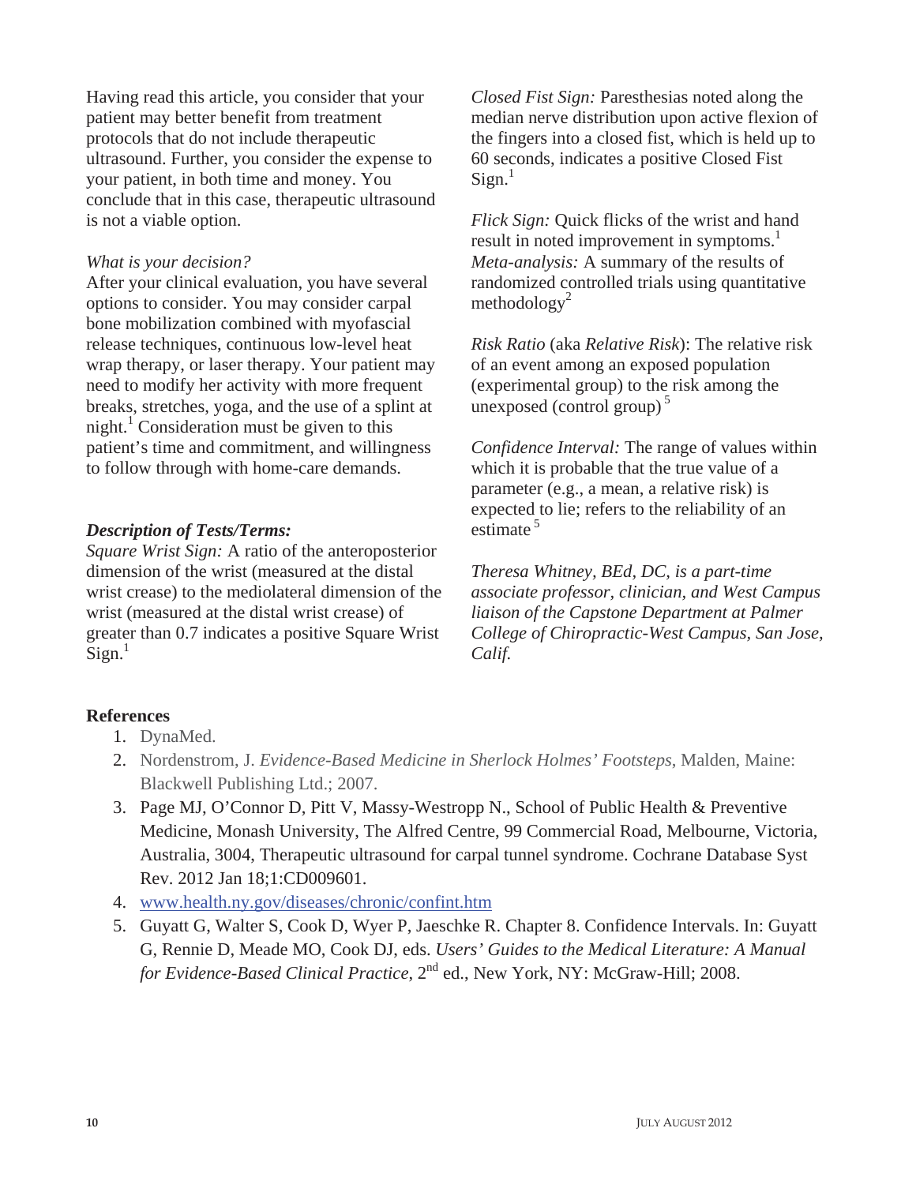Having read this article, you consider that your patient may better benefit from treatment protocols that do not include therapeutic ultrasound. Further, you consider the expense to your patient, in both time and money. You conclude that in this case, therapeutic ultrasound is not a viable option.

*What is your decision?*

After your clinical evaluation, you have several options to consider. You may consider carpal bone mobilization combined with myofascial release techniques, continuous low-level heat wrap therapy, or laser therapy. Your patient may need to modify her activity with more frequent breaks, stretches, yoga, and the use of a splint at night.[1] Consideration must be given to this patient's time and commitment, and willingness to follow through with home-care demands.

***Description of Tests/Terms:***

*Square Wrist Sign:* A ratio of the anteroposterior dimension of the wrist (measured at the distal wrist crease) to the mediolateral dimension of the wrist (measured at the distal wrist crease) of greater than 0.7 indicates a positive Square Wrist Sign.[1]

*Closed Fist Sign:* Paresthesias noted along the median nerve distribution upon active flexion of the fingers into a closed fist, which is held up to 60 seconds, indicates a positive Closed Fist Sign.[1]

*Flick Sign:* Quick flicks of the wrist and hand result in noted improvement in symptoms.[1]

*Meta-analysis:* A summary of the results of randomized controlled trials using quantitative methodology[2]

*Risk Ratio* (aka *Relative Risk*): The relative risk of an event among an exposed population (experimental group) to the risk among the unexposed (control group)[5]

*Confidence Interval:* The range of values within which it is probable that the true value of a parameter (e.g., a mean, a relative risk) is expected to lie; refers to the reliability of an estimate[5]

*Theresa Whitney, BEd, DC, is a part-time associate professor, clinician, and West Campus liaison of the Capstone Department at Palmer College of Chiropractic-West Campus, San Jose, Calif.*

**References**

1. DynaMed.
2. Nordenstrom, J. *Evidence-Based Medicine in Sherlock Holmes' Footsteps*, Malden, Maine: Blackwell Publishing Ltd.; 2007.
3. Page MJ, O'Connor D, Pitt V, Massy-Westropp N., School of Public Health & Preventive Medicine, Monash University, The Alfred Centre, 99 Commercial Road, Melbourne, Victoria, Australia, 3004, Therapeutic ultrasound for carpal tunnel syndrome. Cochrane Database Syst Rev. 2012 Jan 18;1:CD009601.
4. www.health.ny.gov/diseases/chronic/confint.htm
5. Guyatt G, Walter S, Cook D, Wyer P, Jaeschke R. Chapter 8. Confidence Intervals. In: Guyatt G, Rennie D, Meade MO, Cook DJ, eds. *Users' Guides to the Medical Literature: A Manual for Evidence-Based Clinical Practice*, 2nd ed., New York, NY: McGraw-Hill; 2008.